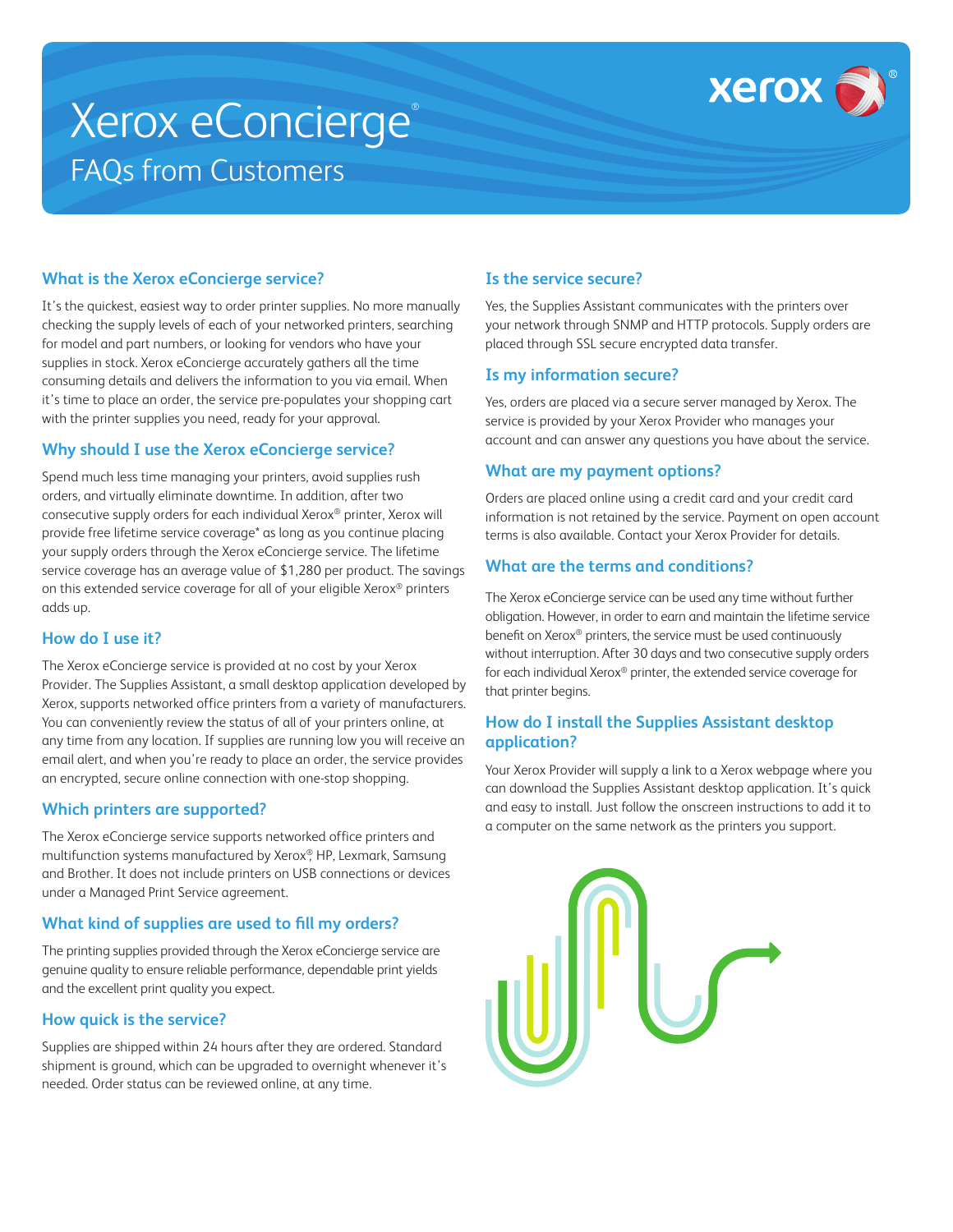# Xerox eConcierge®

## FAQs from Customers

### What is the Xerox eConcierge service?

It's the quickest, easiest way to order printer supplies. No more manually checking the supply levels of each of your networked printers, searching for model and part numbers, or looking for vendors who have your supplies in stock. Xerox eConcierge accurately gathers all the time consuming details and delivers the information to you via email. When it's time to place an order, the service pre-populates your shopping cart with the printer supplies you need, ready for your approval.

### Why should I use the Xerox eConcierge service?

Spend much less time managing your printers, avoid supplies rush orders, and virtually eliminate downtime. In addition, after two consecutive supply orders for each individual Xerox® printer, Xerox will provide free lifetime service coverage* as long as you continue placing your supply orders through the Xerox eConcierge service. The lifetime service coverage has an average value of $1,280 per product. The savings on this extended service coverage for all of your eligible Xerox® printers adds up.

### How do I use it?

The Xerox eConcierge service is provided at no cost by your Xerox Provider. The Supplies Assistant, a small desktop application developed by Xerox, supports networked office printers from a variety of manufacturers. You can conveniently review the status of all of your printers online, at any time from any location. If supplies are running low you will receive an email alert, and when you're ready to place an order, the service provides an encrypted, secure online connection with one-stop shopping.

### Which printers are supported?

The Xerox eConcierge service supports networked office printers and multifunction systems manufactured by Xerox®, HP, Lexmark, Samsung and Brother. It does not include printers on USB connections or devices under a Managed Print Service agreement.

### What kind of supplies are used to fill my orders?

The printing supplies provided through the Xerox eConcierge service are genuine quality to ensure reliable performance, dependable print yields and the excellent print quality you expect.

### How quick is the service?

Supplies are shipped within 24 hours after they are ordered. Standard shipment is ground, which can be upgraded to overnight whenever it's needed. Order status can be reviewed online, at any time.

### Is the service secure?

Yes, the Supplies Assistant communicates with the printers over your network through SNMP and HTTP protocols. Supply orders are placed through SSL secure encrypted data transfer.

### Is my information secure?

Yes, orders are placed via a secure server managed by Xerox. The service is provided by your Xerox Provider who manages your account and can answer any questions you have about the service.

### What are my payment options?

Orders are placed online using a credit card and your credit card information is not retained by the service. Payment on open account terms is also available. Contact your Xerox Provider for details.

### What are the terms and conditions?

The Xerox eConcierge service can be used any time without further obligation. However, in order to earn and maintain the lifetime service benefit on Xerox® printers, the service must be used continuously without interruption. After 30 days and two consecutive supply orders for each individual Xerox® printer, the extended service coverage for that printer begins.

### How do I install the Supplies Assistant desktop application?

Your Xerox Provider will supply a link to a Xerox webpage where you can download the Supplies Assistant desktop application. It's quick and easy to install. Just follow the onscreen instructions to add it to a computer on the same network as the printers you support.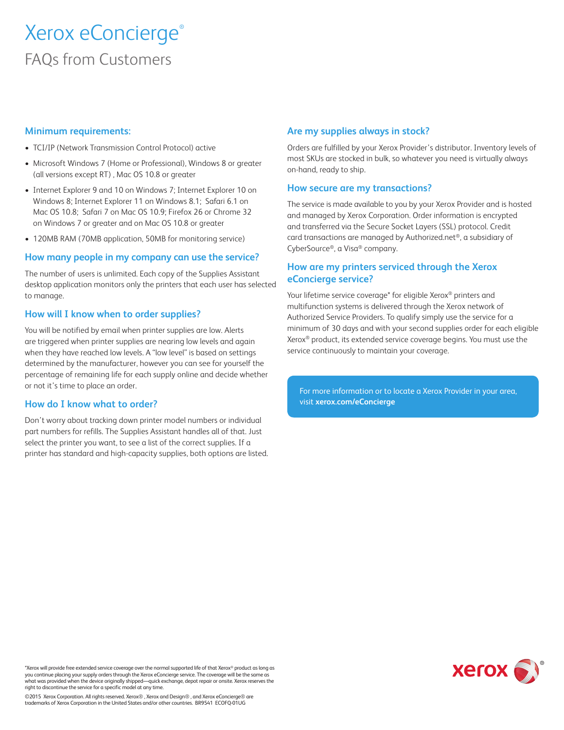# Xerox eConcierge®

## FAQs from Customers

### Minimum requirements:

- TCI/IP (Network Transmission Control Protocol) active
- Microsoft Windows 7 (Home or Professional), Windows 8 or greater (all versions except RT) , Mac OS 10.8 or greater
- Internet Explorer 9 and 10 on Windows 7; Internet Explorer 10 on Windows 8; Internet Explorer 11 on Windows 8.1; Safari 6.1 on Mac OS 10.8; Safari 7 on Mac OS 10.9; Firefox 26 or Chrome 32 on Windows 7 or greater and on Mac OS 10.8 or greater
- 120MB RAM (70MB application, 50MB for monitoring service)

### How many people in my company can use the service?

The number of users is unlimited. Each copy of the Supplies Assistant desktop application monitors only the printers that each user has selected to manage.

### How will I know when to order supplies?

You will be notified by email when printer supplies are low. Alerts are triggered when printer supplies are nearing low levels and again when they have reached low levels. A "low level" is based on settings determined by the manufacturer, however you can see for yourself the percentage of remaining life for each supply online and decide whether or not it's time to place an order.

### How do I know what to order?

Don't worry about tracking down printer model numbers or individual part numbers for refills. The Supplies Assistant handles all of that. Just select the printer you want, to see a list of the correct supplies. If a printer has standard and high-capacity supplies, both options are listed.

### Are my supplies always in stock?

Orders are fulfilled by your Xerox Provider's distributor. Inventory levels of most SKUs are stocked in bulk, so whatever you need is virtually always on-hand, ready to ship.

### How secure are my transactions?

The service is made available to you by your Xerox Provider and is hosted and managed by Xerox Corporation. Order information is encrypted and transferred via the Secure Socket Layers (SSL) protocol. Credit card transactions are managed by Authorized.net®, a subsidiary of CyberSource®, a Visa® company.

### How are my printers serviced through the Xerox eConcierge service?

Your lifetime service coverage* for eligible Xerox® printers and multifunction systems is delivered through the Xerox network of Authorized Service Providers. To qualify simply use the service for a minimum of 30 days and with your second supplies order for each eligible Xerox® product, its extended service coverage begins. You must use the service continuously to maintain your coverage.

For more information or to locate a Xerox Provider in your area, visit **xerox.com/eConcierge**

*Xerox will provide free extended service coverage over the normal supported life of that Xerox® product as long as you continue placing your supply orders through the Xerox eConcierge service. The coverage will be the same as what was provided when the device originally shipped—quick exchange, depot repair or onsite. Xerox reserves the right to discontinue the service for a specific model at any time.

©2015 Xerox Corporation. All rights reserved. Xerox® , Xerox and Design® , and Xerox eConcierge® are trademarks of Xerox Corporation in the United States and/or other countries. BR9541 ECOFQ-01UG